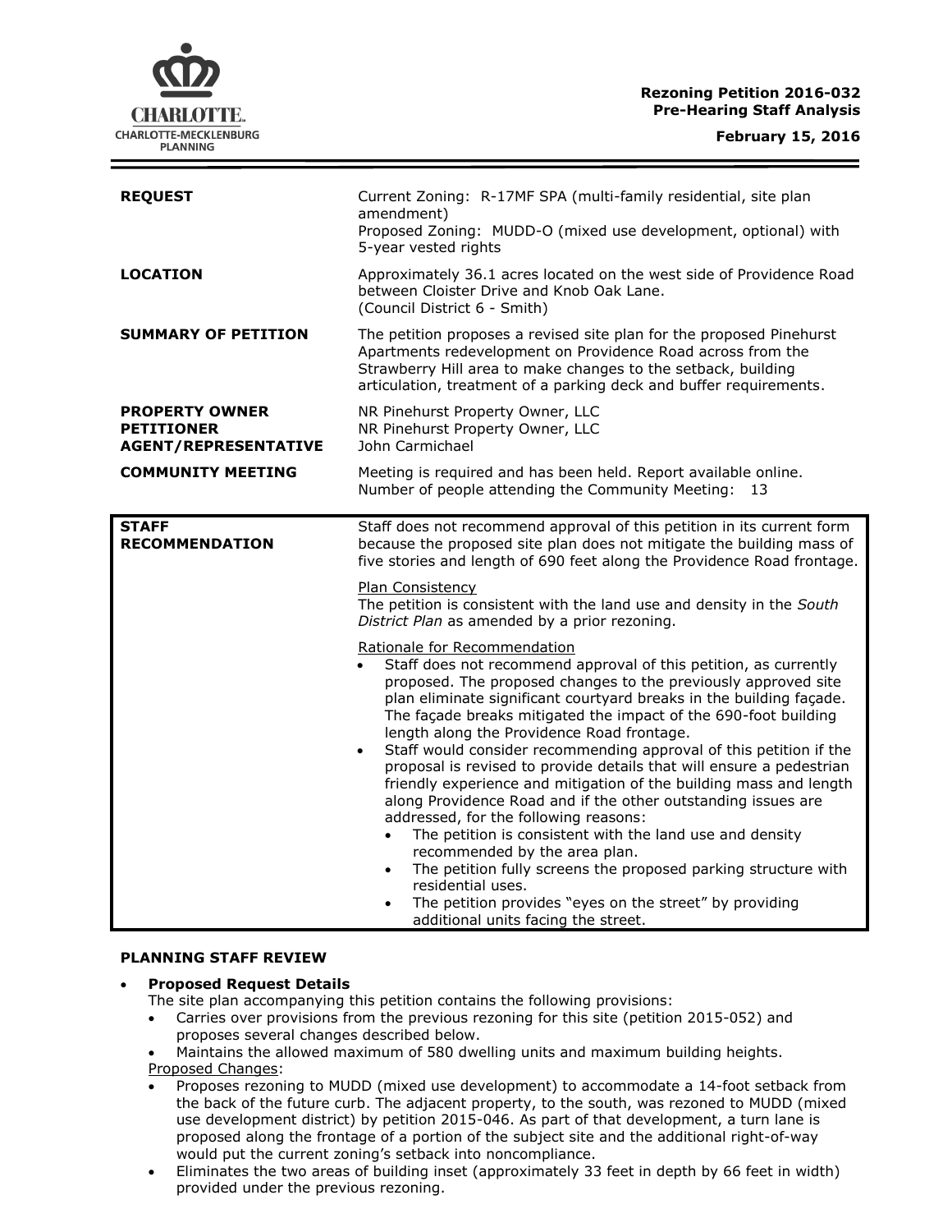**Rezoning Petition 2016-032**
**Pre-Hearing Staff Analysis**

**February 15, 2016**

| | |
|---|---|
| **REQUEST** | Current Zoning: R-17MF SPA (multi-family residential, site plan amendment)<br>Proposed Zoning: MUDD-O (mixed use development, optional) with 5-year vested rights |
| **LOCATION** | Approximately 36.1 acres located on the west side of Providence Road between Cloister Drive and Knob Oak Lane.<br>(Council District 6 - Smith) |
| **SUMMARY OF PETITION** | The petition proposes a revised site plan for the proposed Pinehurst Apartments redevelopment on Providence Road across from the Strawberry Hill area to make changes to the setback, building articulation, treatment of a parking deck and buffer requirements. |
| **PROPERTY OWNER**<br>**PETITIONER**<br>**AGENT/REPRESENTATIVE** | NR Pinehurst Property Owner, LLC<br>NR Pinehurst Property Owner, LLC<br>John Carmichael |
| **COMMUNITY MEETING** | Meeting is required and has been held. Report available online.<br>Number of people attending the Community Meeting: 13 |

| | |
|---|---|
| **STAFF RECOMMENDATION** | Staff does not recommend approval of this petition in its current form because the proposed site plan does not mitigate the building mass of five stories and length of 690 feet along the Providence Road frontage.<br><br>Plan Consistency<br>The petition is consistent with the land use and density in the *South District Plan* as amended by a prior rezoning.<br><br>Rationale for Recommendation<br>• Staff does not recommend approval of this petition, as currently proposed. The proposed changes to the previously approved site plan eliminate significant courtyard breaks in the building façade. The façade breaks mitigated the impact of the 690-foot building length along the Providence Road frontage.<br>• Staff would consider recommending approval of this petition if the proposal is revised to provide details that will ensure a pedestrian friendly experience and mitigation of the building mass and length along Providence Road and if the other outstanding issues are addressed, for the following reasons:<br>&nbsp;&nbsp;• The petition is consistent with the land use and density recommended by the area plan.<br>&nbsp;&nbsp;• The petition fully screens the proposed parking structure with residential uses.<br>&nbsp;&nbsp;• The petition provides "eyes on the street" by providing additional units facing the street. |

## PLANNING STAFF REVIEW

- **Proposed Request Details**

  The site plan accompanying this petition contains the following provisions:
  - Carries over provisions from the previous rezoning for this site (petition 2015-052) and proposes several changes described below.
  - Maintains the allowed maximum of 580 dwelling units and maximum building heights.

  Proposed Changes:
  - Proposes rezoning to MUDD (mixed use development) to accommodate a 14-foot setback from the back of the future curb. The adjacent property, to the south, was rezoned to MUDD (mixed use development district) by petition 2015-046. As part of that development, a turn lane is proposed along the frontage of a portion of the subject site and the additional right-of-way would put the current zoning's setback into noncompliance.
  - Eliminates the two areas of building inset (approximately 33 feet in depth by 66 feet in width) provided under the previous rezoning.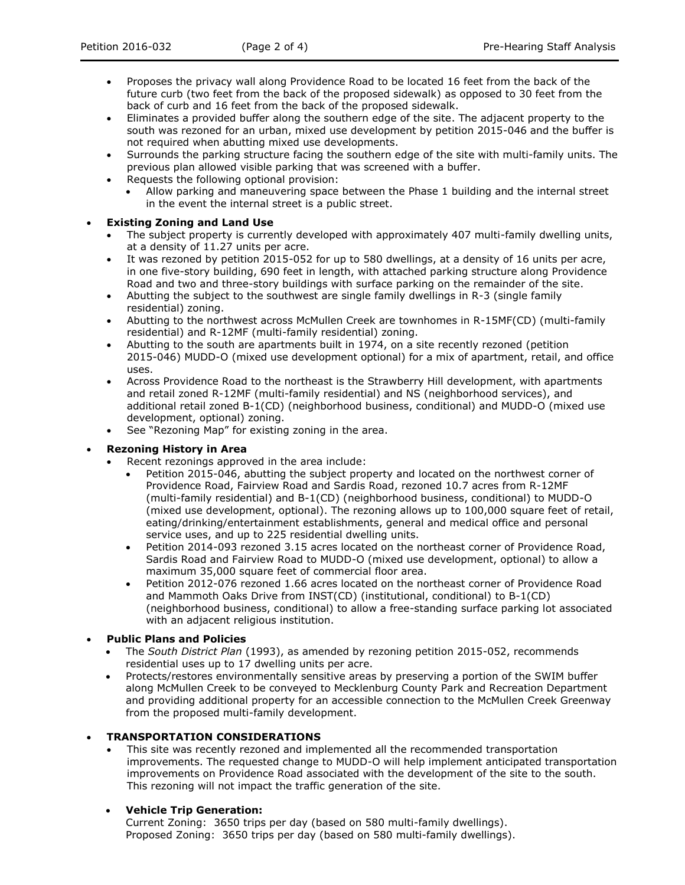- Proposes the privacy wall along Providence Road to be located 16 feet from the back of the future curb (two feet from the back of the proposed sidewalk) as opposed to 30 feet from the back of curb and 16 feet from the back of the proposed sidewalk.
- Eliminates a provided buffer along the southern edge of the site. The adjacent property to the south was rezoned for an urban, mixed use development by petition 2015-046 and the buffer is not required when abutting mixed use developments.
- Surrounds the parking structure facing the southern edge of the site with multi-family units. The previous plan allowed visible parking that was screened with a buffer.
- Requests the following optional provision:
  - Allow parking and maneuvering space between the Phase 1 building and the internal street in the event the internal street is a public street.

- **Existing Zoning and Land Use**
  - The subject property is currently developed with approximately 407 multi-family dwelling units, at a density of 11.27 units per acre.
  - It was rezoned by petition 2015-052 for up to 580 dwellings, at a density of 16 units per acre, in one five-story building, 690 feet in length, with attached parking structure along Providence Road and two and three-story buildings with surface parking on the remainder of the site.
  - Abutting the subject to the southwest are single family dwellings in R-3 (single family residential) zoning.
  - Abutting to the northwest across McMullen Creek are townhomes in R-15MF(CD) (multi-family residential) and R-12MF (multi-family residential) zoning.
  - Abutting to the south are apartments built in 1974, on a site recently rezoned (petition 2015-046) MUDD-O (mixed use development optional) for a mix of apartment, retail, and office uses.
  - Across Providence Road to the northeast is the Strawberry Hill development, with apartments and retail zoned R-12MF (multi-family residential) and NS (neighborhood services), and additional retail zoned B-1(CD) (neighborhood business, conditional) and MUDD-O (mixed use development, optional) zoning.
  - See "Rezoning Map" for existing zoning in the area.

- **Rezoning History in Area**
  - Recent rezonings approved in the area include:
    - Petition 2015-046, abutting the subject property and located on the northwest corner of Providence Road, Fairview Road and Sardis Road, rezoned 10.7 acres from R-12MF (multi-family residential) and B-1(CD) (neighborhood business, conditional) to MUDD-O (mixed use development, optional). The rezoning allows up to 100,000 square feet of retail, eating/drinking/entertainment establishments, general and medical office and personal service uses, and up to 225 residential dwelling units.
    - Petition 2014-093 rezoned 3.15 acres located on the northeast corner of Providence Road, Sardis Road and Fairview Road to MUDD-O (mixed use development, optional) to allow a maximum 35,000 square feet of commercial floor area.
    - Petition 2012-076 rezoned 1.66 acres located on the northeast corner of Providence Road and Mammoth Oaks Drive from INST(CD) (institutional, conditional) to B-1(CD) (neighborhood business, conditional) to allow a free-standing surface parking lot associated with an adjacent religious institution.

- **Public Plans and Policies**
  - The *South District Plan* (1993), as amended by rezoning petition 2015-052, recommends residential uses up to 17 dwelling units per acre.
  - Protects/restores environmentally sensitive areas by preserving a portion of the SWIM buffer along McMullen Creek to be conveyed to Mecklenburg County Park and Recreation Department and providing additional property for an accessible connection to the McMullen Creek Greenway from the proposed multi-family development.

- **TRANSPORTATION CONSIDERATIONS**
  - This site was recently rezoned and implemented all the recommended transportation improvements. The requested change to MUDD-O will help implement anticipated transportation improvements on Providence Road associated with the development of the site to the south. This rezoning will not impact the traffic generation of the site.

  - **Vehicle Trip Generation:**
    Current Zoning: 3650 trips per day (based on 580 multi-family dwellings).
    Proposed Zoning: 3650 trips per day (based on 580 multi-family dwellings).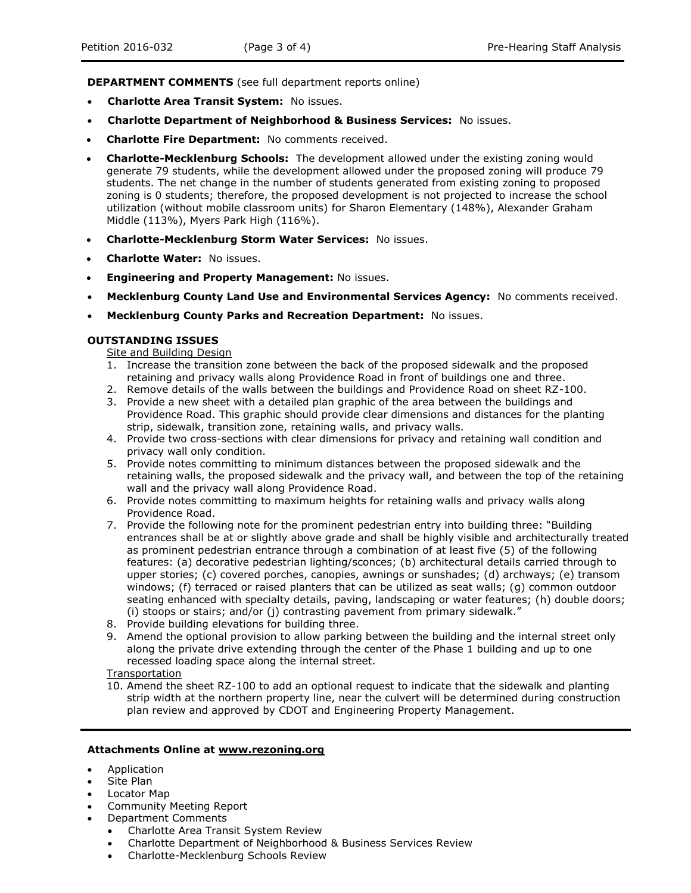**DEPARTMENT COMMENTS** (see full department reports online)

- **Charlotte Area Transit System:** No issues.
- **Charlotte Department of Neighborhood & Business Services:** No issues.
- **Charlotte Fire Department:** No comments received.
- **Charlotte-Mecklenburg Schools:** The development allowed under the existing zoning would generate 79 students, while the development allowed under the proposed zoning will produce 79 students. The net change in the number of students generated from existing zoning to proposed zoning is 0 students; therefore, the proposed development is not projected to increase the school utilization (without mobile classroom units) for Sharon Elementary (148%), Alexander Graham Middle (113%), Myers Park High (116%).
- **Charlotte-Mecklenburg Storm Water Services:** No issues.
- **Charlotte Water:** No issues.
- **Engineering and Property Management:** No issues.
- **Mecklenburg County Land Use and Environmental Services Agency:** No comments received.
- **Mecklenburg County Parks and Recreation Department:** No issues.

**OUTSTANDING ISSUES**

Site and Building Design

1. Increase the transition zone between the back of the proposed sidewalk and the proposed retaining and privacy walls along Providence Road in front of buildings one and three.
2. Remove details of the walls between the buildings and Providence Road on sheet RZ-100.
3. Provide a new sheet with a detailed plan graphic of the area between the buildings and Providence Road. This graphic should provide clear dimensions and distances for the planting strip, sidewalk, transition zone, retaining walls, and privacy walls.
4. Provide two cross-sections with clear dimensions for privacy and retaining wall condition and privacy wall only condition.
5. Provide notes committing to minimum distances between the proposed sidewalk and the retaining walls, the proposed sidewalk and the privacy wall, and between the top of the retaining wall and the privacy wall along Providence Road.
6. Provide notes committing to maximum heights for retaining walls and privacy walls along Providence Road.
7. Provide the following note for the prominent pedestrian entry into building three: "Building entrances shall be at or slightly above grade and shall be highly visible and architecturally treated as prominent pedestrian entrance through a combination of at least five (5) of the following features: (a) decorative pedestrian lighting/sconces; (b) architectural details carried through to upper stories; (c) covered porches, canopies, awnings or sunshades; (d) archways; (e) transom windows; (f) terraced or raised planters that can be utilized as seat walls; (g) common outdoor seating enhanced with specialty details, paving, landscaping or water features; (h) double doors; (i) stoops or stairs; and/or (j) contrasting pavement from primary sidewalk."
8. Provide building elevations for building three.
9. Amend the optional provision to allow parking between the building and the internal street only along the private drive extending through the center of the Phase 1 building and up to one recessed loading space along the internal street.

Transportation

10. Amend the sheet RZ-100 to add an optional request to indicate that the sidewalk and planting strip width at the northern property line, near the culvert will be determined during construction plan review and approved by CDOT and Engineering Property Management.

**Attachments Online at www.rezoning.org**

- Application
- Site Plan
- Locator Map
- Community Meeting Report
- Department Comments
  - Charlotte Area Transit System Review
  - Charlotte Department of Neighborhood & Business Services Review
  - Charlotte-Mecklenburg Schools Review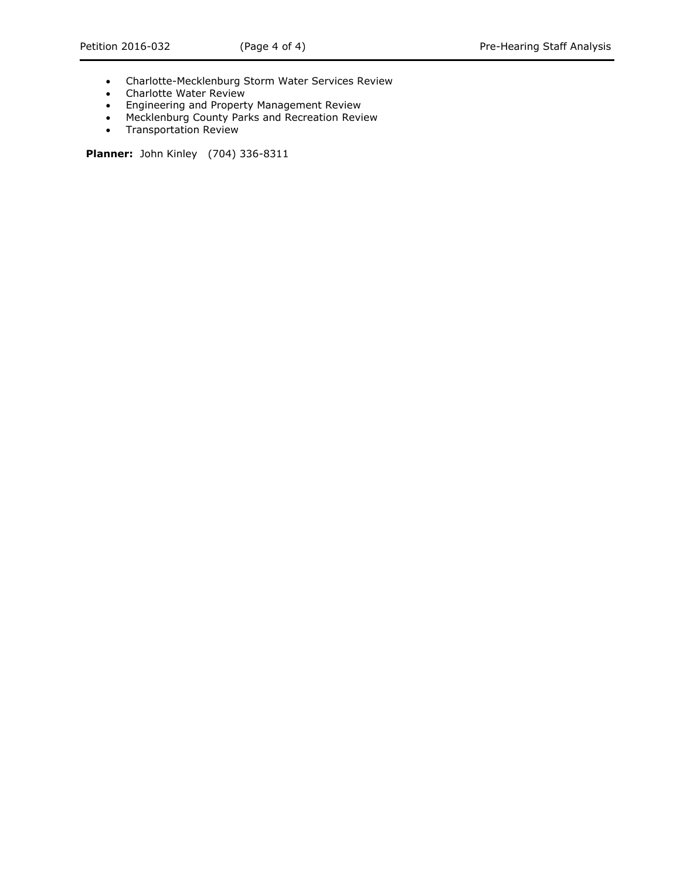- Charlotte-Mecklenburg Storm Water Services Review
- Charlotte Water Review
- Engineering and Property Management Review
- Mecklenburg County Parks and Recreation Review
- Transportation Review

**Planner:** John Kinley (704) 336-8311